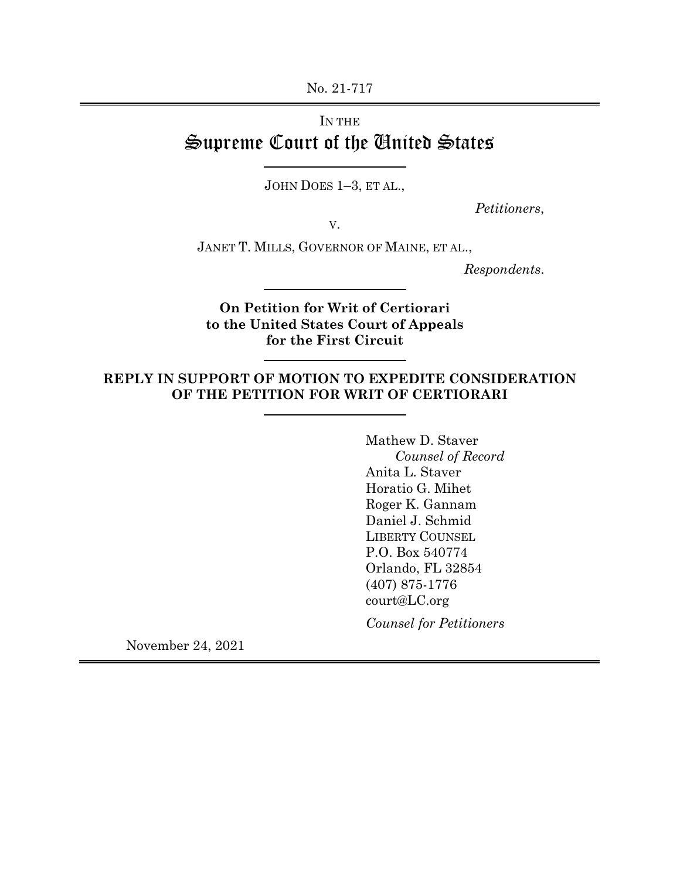No. 21-717

IN THE

# Supreme Court of the United States

JOHN DOES 1–3, ET AL.,

*Petitioners*,

V.

JANET T. MILLS, GOVERNOR OF MAINE, ET AL.,

*Respondents*.

**On Petition for Writ of Certiorari to the United States Court of Appeals for the First Circuit**

**REPLY IN SUPPORT OF MOTION TO EXPEDITE CONSIDERATION OF THE PETITION FOR WRIT OF CERTIORARI**

Mathew D. Staver
*Counsel of Record*
Anita L. Staver
Horatio G. Mihet
Roger K. Gannam
Daniel J. Schmid
LIBERTY COUNSEL
P.O. Box 540774
Orlando, FL 32854
(407) 875-1776
court@LC.org

*Counsel for Petitioners*

November 24, 2021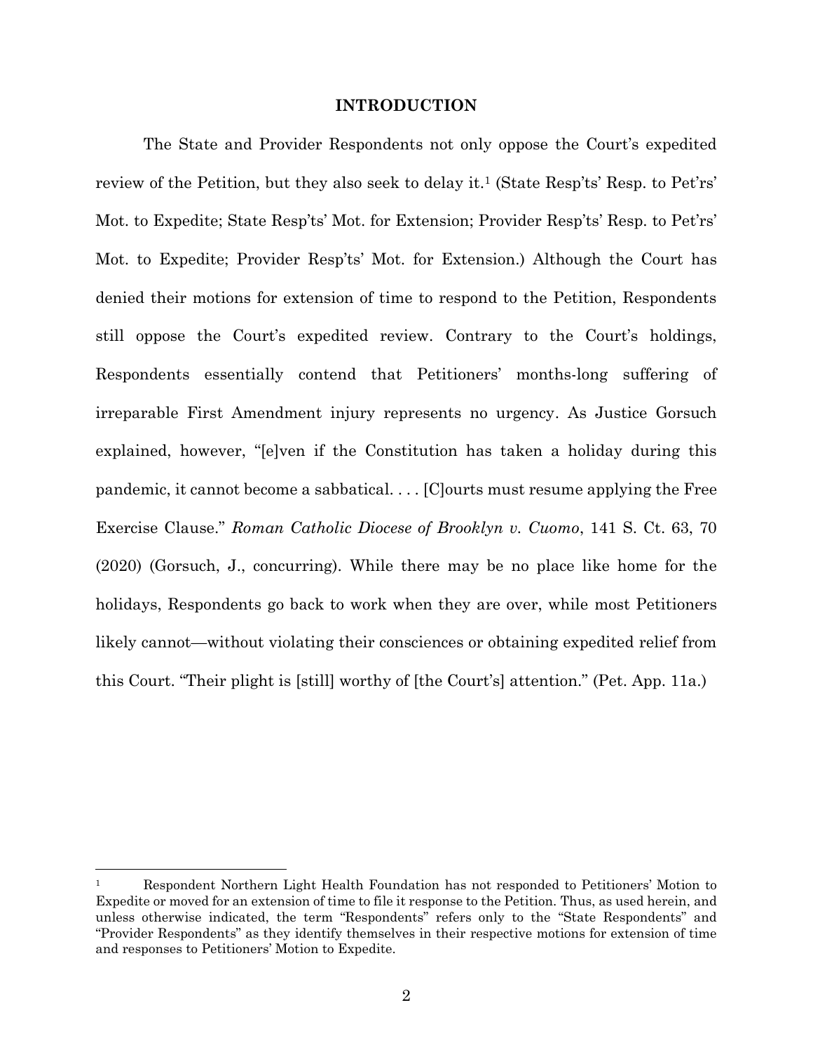## INTRODUCTION

The State and Provider Respondents not only oppose the Court's expedited review of the Petition, but they also seek to delay it.[1] (State Resp'ts' Resp. to Pet'rs' Mot. to Expedite; State Resp'ts' Mot. for Extension; Provider Resp'ts' Resp. to Pet'rs' Mot. to Expedite; Provider Resp'ts' Mot. for Extension.) Although the Court has denied their motions for extension of time to respond to the Petition, Respondents still oppose the Court's expedited review. Contrary to the Court's holdings, Respondents essentially contend that Petitioners' months-long suffering of irreparable First Amendment injury represents no urgency. As Justice Gorsuch explained, however, "[e]ven if the Constitution has taken a holiday during this pandemic, it cannot become a sabbatical. . . . [C]ourts must resume applying the Free Exercise Clause." *Roman Catholic Diocese of Brooklyn v. Cuomo*, 141 S. Ct. 63, 70 (2020) (Gorsuch, J., concurring). While there may be no place like home for the holidays, Respondents go back to work when they are over, while most Petitioners likely cannot—without violating their consciences or obtaining expedited relief from this Court. "Their plight is [still] worthy of [the Court's] attention." (Pet. App. 11a.)

---

[1] Respondent Northern Light Health Foundation has not responded to Petitioners' Motion to Expedite or moved for an extension of time to file it response to the Petition. Thus, as used herein, and unless otherwise indicated, the term "Respondents" refers only to the "State Respondents" and "Provider Respondents" as they identify themselves in their respective motions for extension of time and responses to Petitioners' Motion to Expedite.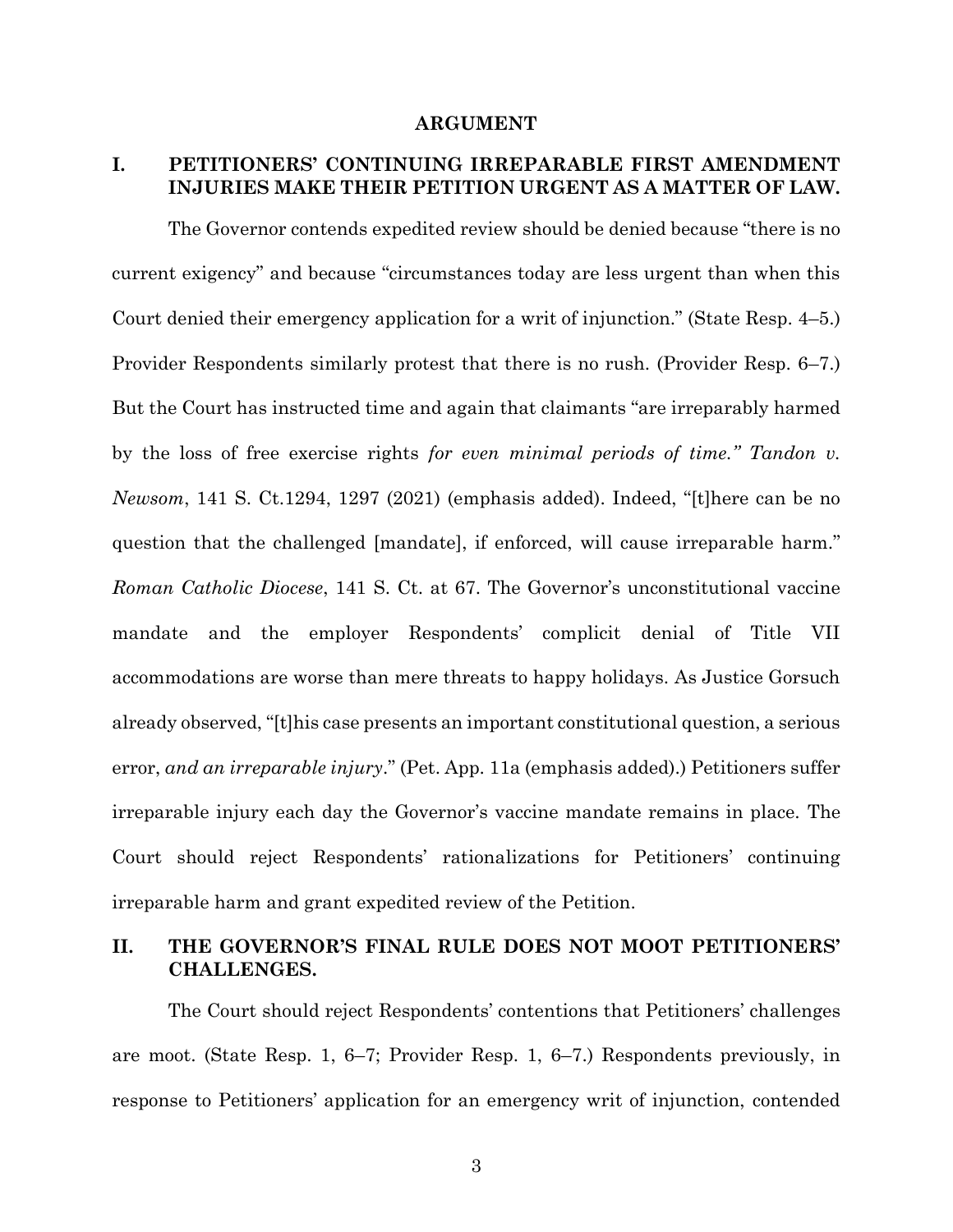## ARGUMENT

### I. PETITIONERS' CONTINUING IRREPARABLE FIRST AMENDMENT INJURIES MAKE THEIR PETITION URGENT AS A MATTER OF LAW.

The Governor contends expedited review should be denied because "there is no current exigency" and because "circumstances today are less urgent than when this Court denied their emergency application for a writ of injunction." (State Resp. 4–5.) Provider Respondents similarly protest that there is no rush. (Provider Resp. 6–7.) But the Court has instructed time and again that claimants "are irreparably harmed by the loss of free exercise rights *for even minimal periods of time." Tandon v. Newsom*, 141 S. Ct.1294, 1297 (2021) (emphasis added). Indeed, "[t]here can be no question that the challenged [mandate], if enforced, will cause irreparable harm." *Roman Catholic Diocese*, 141 S. Ct. at 67. The Governor's unconstitutional vaccine mandate and the employer Respondents' complicit denial of Title VII accommodations are worse than mere threats to happy holidays. As Justice Gorsuch already observed, "[t]his case presents an important constitutional question, a serious error, *and an irreparable injury*." (Pet. App. 11a (emphasis added).) Petitioners suffer irreparable injury each day the Governor's vaccine mandate remains in place. The Court should reject Respondents' rationalizations for Petitioners' continuing irreparable harm and grant expedited review of the Petition.

### II. THE GOVERNOR'S FINAL RULE DOES NOT MOOT PETITIONERS' CHALLENGES.

The Court should reject Respondents' contentions that Petitioners' challenges are moot. (State Resp. 1, 6–7; Provider Resp. 1, 6–7.) Respondents previously, in response to Petitioners' application for an emergency writ of injunction, contended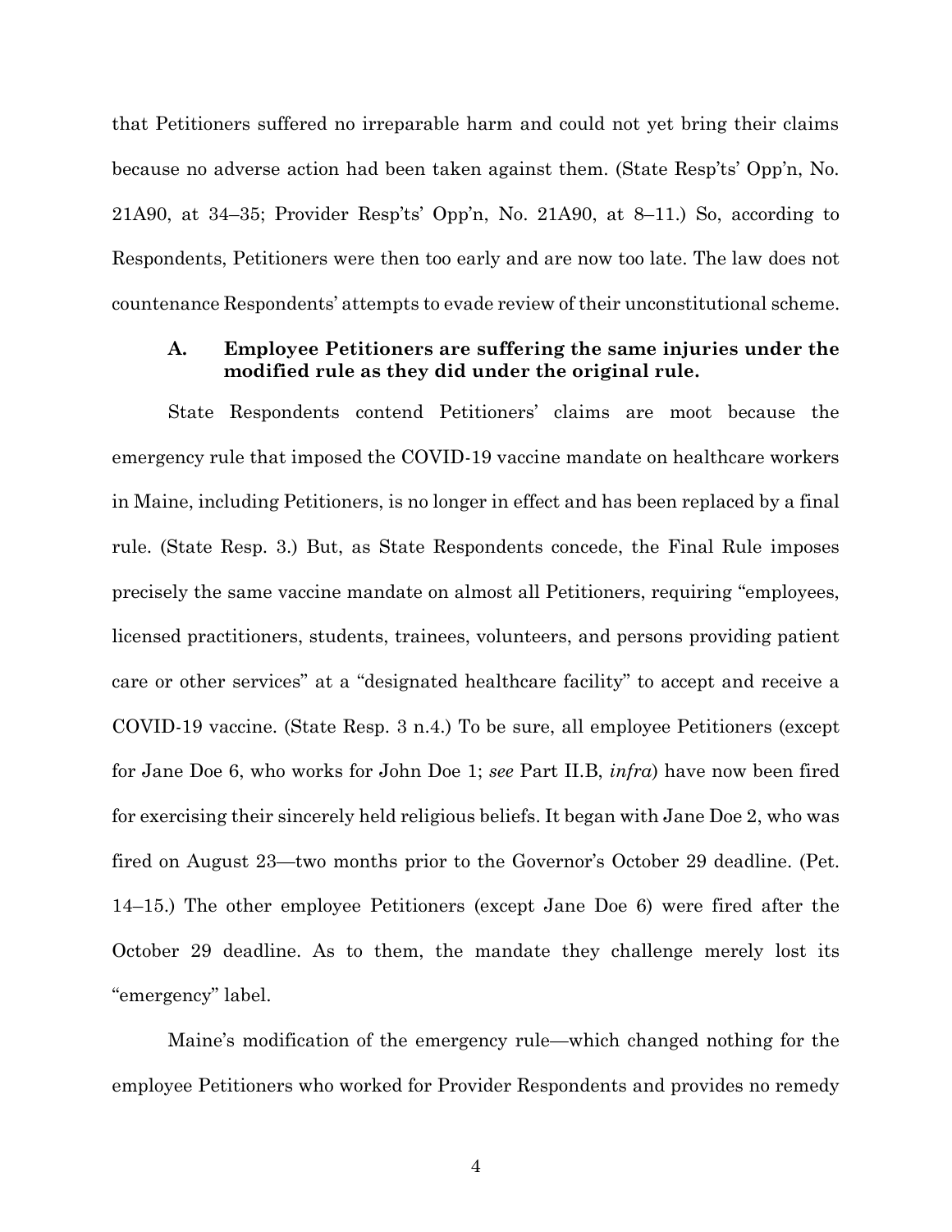that Petitioners suffered no irreparable harm and could not yet bring their claims because no adverse action had been taken against them. (State Resp'ts' Opp'n, No. 21A90, at 34–35; Provider Resp'ts' Opp'n, No. 21A90, at 8–11.) So, according to Respondents, Petitioners were then too early and are now too late. The law does not countenance Respondents' attempts to evade review of their unconstitutional scheme.

### A. Employee Petitioners are suffering the same injuries under the modified rule as they did under the original rule.

State Respondents contend Petitioners' claims are moot because the emergency rule that imposed the COVID-19 vaccine mandate on healthcare workers in Maine, including Petitioners, is no longer in effect and has been replaced by a final rule. (State Resp. 3.) But, as State Respondents concede, the Final Rule imposes precisely the same vaccine mandate on almost all Petitioners, requiring "employees, licensed practitioners, students, trainees, volunteers, and persons providing patient care or other services" at a "designated healthcare facility" to accept and receive a COVID-19 vaccine. (State Resp. 3 n.4.) To be sure, all employee Petitioners (except for Jane Doe 6, who works for John Doe 1; *see* Part II.B, *infra*) have now been fired for exercising their sincerely held religious beliefs. It began with Jane Doe 2, who was fired on August 23—two months prior to the Governor's October 29 deadline. (Pet. 14–15.) The other employee Petitioners (except Jane Doe 6) were fired after the October 29 deadline. As to them, the mandate they challenge merely lost its "emergency" label.

Maine's modification of the emergency rule—which changed nothing for the employee Petitioners who worked for Provider Respondents and provides no remedy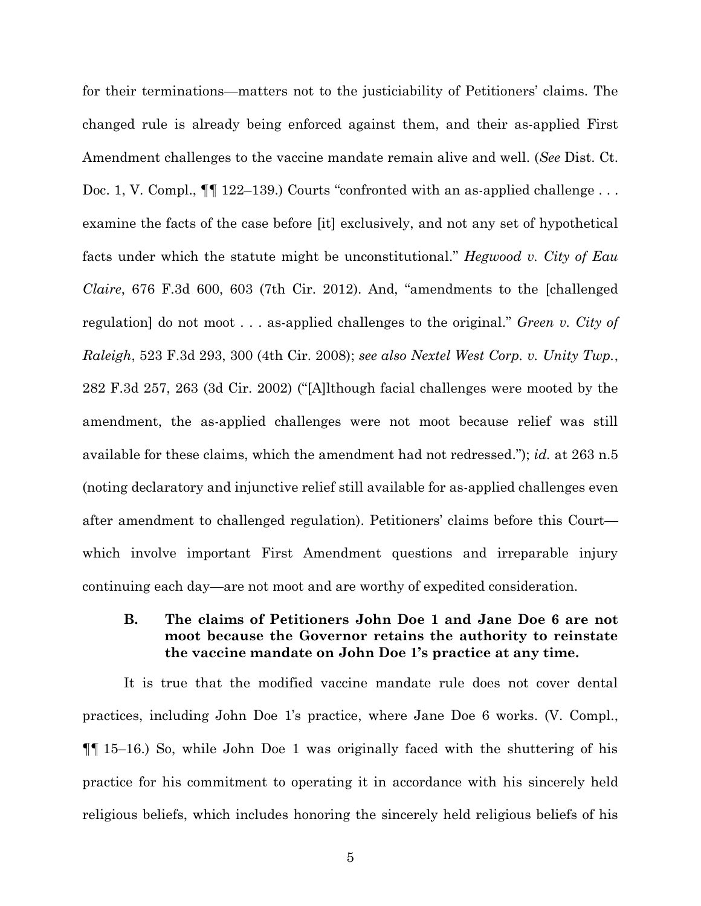for their terminations—matters not to the justiciability of Petitioners' claims. The changed rule is already being enforced against them, and their as-applied First Amendment challenges to the vaccine mandate remain alive and well. (*See* Dist. Ct. Doc. 1, V. Compl., ¶¶ 122–139.) Courts "confronted with an as-applied challenge . . . examine the facts of the case before [it] exclusively, and not any set of hypothetical facts under which the statute might be unconstitutional." *Hegwood v. City of Eau Claire*, 676 F.3d 600, 603 (7th Cir. 2012). And, "amendments to the [challenged regulation] do not moot . . . as-applied challenges to the original." *Green v. City of Raleigh*, 523 F.3d 293, 300 (4th Cir. 2008); *see also Nextel West Corp. v. Unity Twp.*, 282 F.3d 257, 263 (3d Cir. 2002) ("[A]lthough facial challenges were mooted by the amendment, the as-applied challenges were not moot because relief was still available for these claims, which the amendment had not redressed."); *id.* at 263 n.5 (noting declaratory and injunctive relief still available for as-applied challenges even after amendment to challenged regulation). Petitioners' claims before this Court—which involve important First Amendment questions and irreparable injury continuing each day—are not moot and are worthy of expedited consideration.

### B. The claims of Petitioners John Doe 1 and Jane Doe 6 are not moot because the Governor retains the authority to reinstate the vaccine mandate on John Doe 1's practice at any time.

It is true that the modified vaccine mandate rule does not cover dental practices, including John Doe 1's practice, where Jane Doe 6 works. (V. Compl., ¶¶ 15–16.) So, while John Doe 1 was originally faced with the shuttering of his practice for his commitment to operating it in accordance with his sincerely held religious beliefs, which includes honoring the sincerely held religious beliefs of his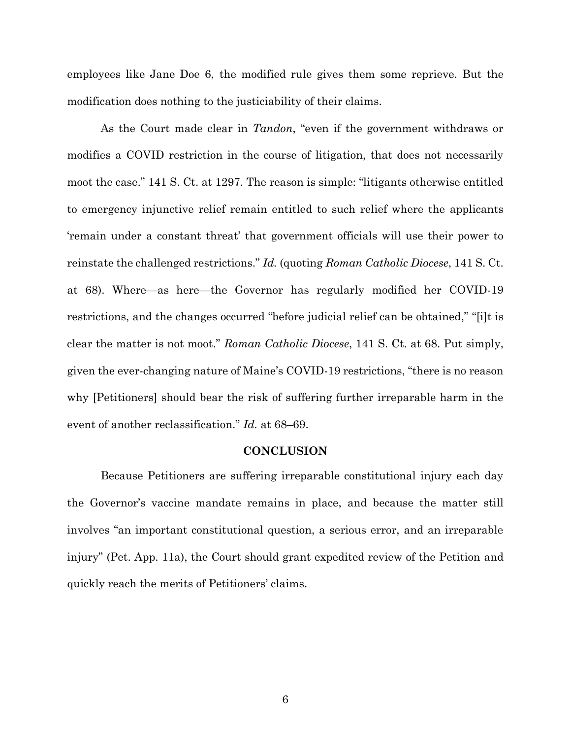employees like Jane Doe 6, the modified rule gives them some reprieve. But the modification does nothing to the justiciability of their claims.

As the Court made clear in *Tandon*, "even if the government withdraws or modifies a COVID restriction in the course of litigation, that does not necessarily moot the case." 141 S. Ct. at 1297. The reason is simple: "litigants otherwise entitled to emergency injunctive relief remain entitled to such relief where the applicants 'remain under a constant threat' that government officials will use their power to reinstate the challenged restrictions." *Id.* (quoting *Roman Catholic Diocese*, 141 S. Ct. at 68). Where—as here—the Governor has regularly modified her COVID-19 restrictions, and the changes occurred "before judicial relief can be obtained," "[i]t is clear the matter is not moot." *Roman Catholic Diocese*, 141 S. Ct. at 68. Put simply, given the ever-changing nature of Maine's COVID-19 restrictions, "there is no reason why [Petitioners] should bear the risk of suffering further irreparable harm in the event of another reclassification." *Id.* at 68–69.

## CONCLUSION

Because Petitioners are suffering irreparable constitutional injury each day the Governor's vaccine mandate remains in place, and because the matter still involves "an important constitutional question, a serious error, and an irreparable injury" (Pet. App. 11a), the Court should grant expedited review of the Petition and quickly reach the merits of Petitioners' claims.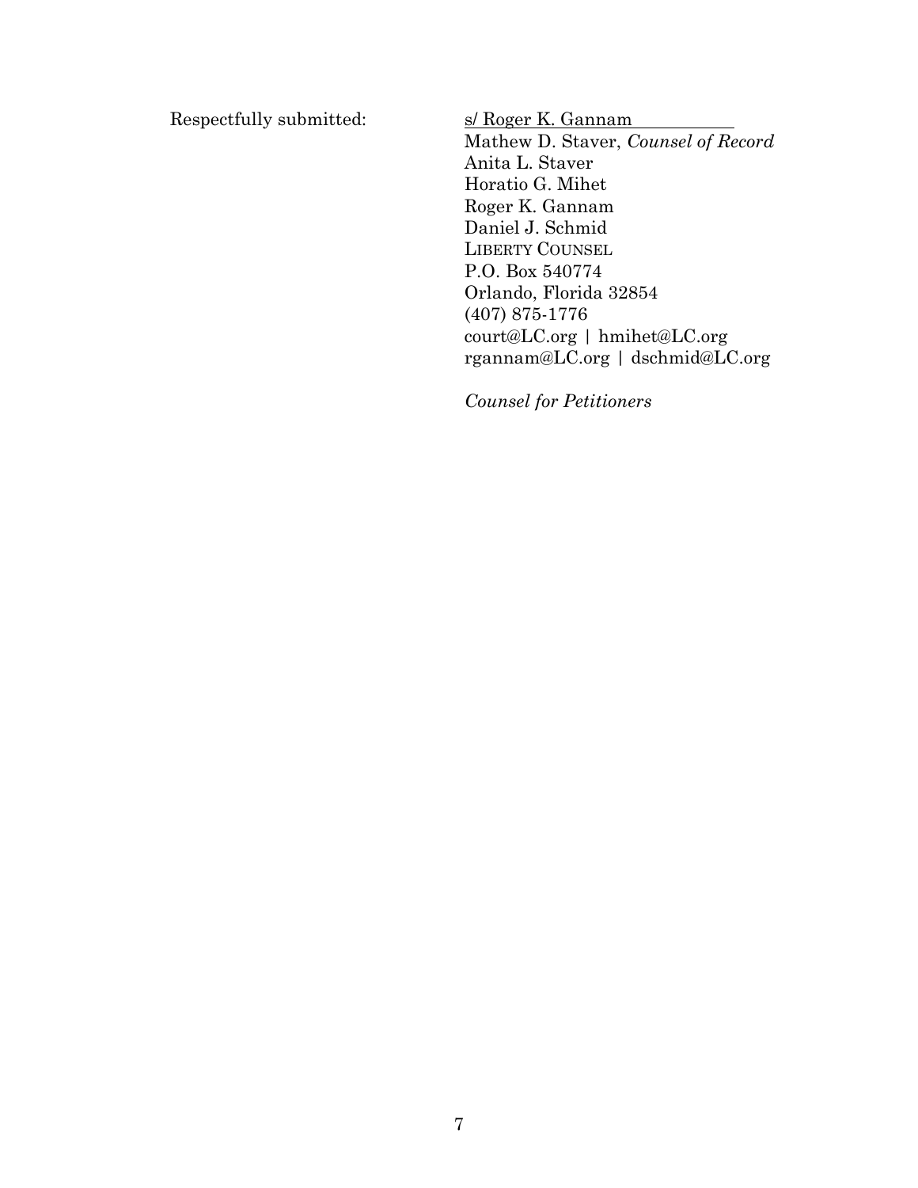Respectfully submitted:

s/ Roger K. Gannam
Mathew D. Staver, *Counsel of Record*
Anita L. Staver
Horatio G. Mihet
Roger K. Gannam
Daniel J. Schmid
LIBERTY COUNSEL
P.O. Box 540774
Orlando, Florida 32854
(407) 875-1776
court@LC.org | hmihet@LC.org
rgannam@LC.org | dschmid@LC.org

*Counsel for Petitioners*